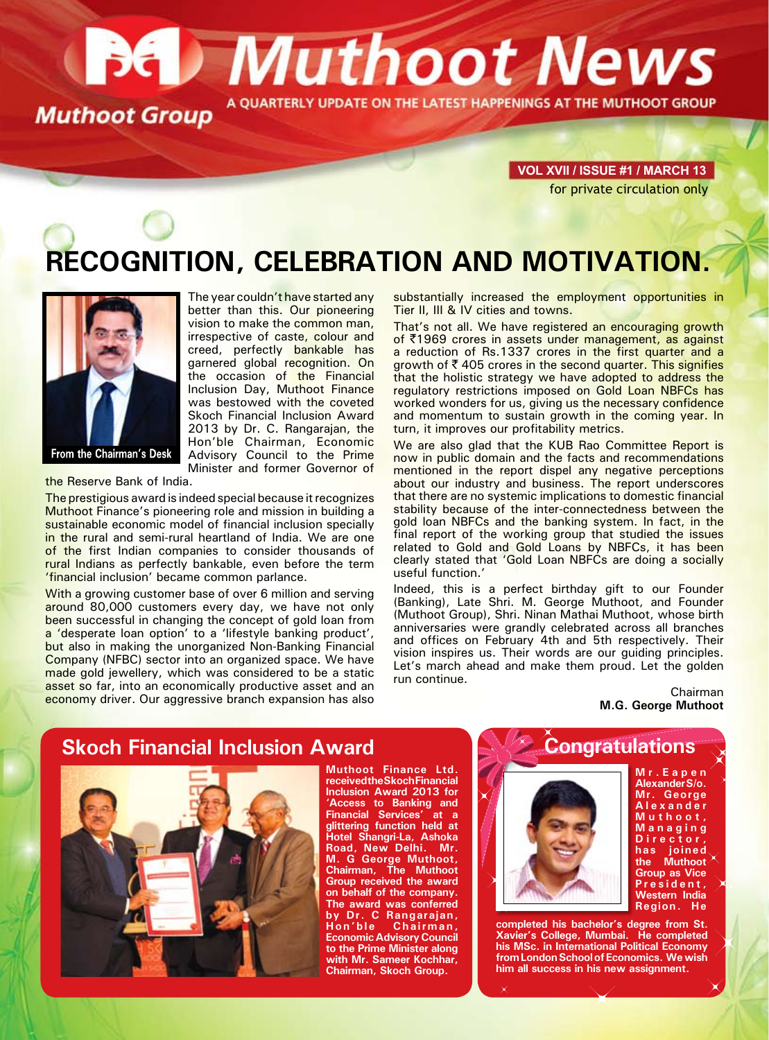# Muthoot News

**Muthoot Group**

A QUARTERLY UPDATE ON THE LATEST HAPPENINGS AT THE MUTHOOT GROUP

**VOL XVII / ISSUE #1 / MARCH 13**

for private circulation only

# RECOGNITION, CELEBRATION AND MOTIVATION.

From the Chairman's Desk

The year couldn't have started any better than this. Our pioneering vision to make the common man, irrespective of caste, colour and creed, perfectly bankable has garnered global recognition. On the occasion of the Financial Inclusion Day, Muthoot Finance was bestowed with the coveted Skoch Financial Inclusion Award 2013 by Dr. C. Rangarajan, the Hon'ble Chairman, Economic Advisory Council to the Prime Minister and former Governor of the Reserve Bank of India.

The prestigious award is indeed special because it recognizes Muthoot Finance's pioneering role and mission in building a sustainable economic model of financial inclusion specially in the rural and semi-rural heartland of India. We are one of the first Indian companies to consider thousands of rural Indians as perfectly bankable, even before the term 'financial inclusion' became common parlance.

With a growing customer base of over 6 million and serving around 80,000 customers every day, we have not only been successful in changing the concept of gold loan from a 'desperate loan option' to a 'lifestyle banking product', but also in making the unorganized Non-Banking Financial Company (NFBC) sector into an organized space. We have made gold jewellery, which was considered to be a static asset so far, into an economically productive asset and an economy driver. Our aggressive branch expansion has also substantially increased the employment opportunities in Tier II, III & IV cities and towns.

That's not all. We have registered an encouraging growth of ₹1969 crores in assets under management, as against a reduction of Rs.1337 crores in the first quarter and a growth of ₹ 405 crores in the second quarter. This signifies that the holistic strategy we have adopted to address the regulatory restrictions imposed on Gold Loan NBFCs has worked wonders for us, giving us the necessary confidence and momentum to sustain growth in the coming year. In turn, it improves our profitability metrics.

We are also glad that the KUB Rao Committee Report is now in public domain and the facts and recommendations mentioned in the report dispel any negative perceptions about our industry and business. The report underscores that there are no systemic implications to domestic financial stability because of the inter-connectedness between the gold loan NBFCs and the banking system. In fact, in the final report of the working group that studied the issues related to Gold and Gold Loans by NBFCs, it has been clearly stated that 'Gold Loan NBFCs are doing a socially useful function.'

Indeed, this is a perfect birthday gift to our Founder (Banking), Late Shri. M. George Muthoot, and Founder (Muthoot Group), Shri. Ninan Mathai Muthoot, whose birth anniversaries were grandly celebrated across all branches and offices on February 4th and 5th respectively. Their vision inspires us. Their words are our guiding principles. Let's march ahead and make them proud. Let the golden run continue.

Chairman
**M.G. George Muthoot**

## Skoch Financial Inclusion Award

**Muthoot Finance Ltd. received the Skoch Financial Inclusion Award 2013 for 'Access to Banking and Financial Services' at a glittering function held at Hotel Shangri-La, Ashoka Road, New Delhi. Mr. M. G George Muthoot, Chairman, The Muthoot Group received the award on behalf of the company. The award was conferred by Dr. C Rangarajan, Hon'ble Chairman, Economic Advisory Council to the Prime Minister along with Mr. Sameer Kochhar, Chairman, Skoch Group.**

## Congratulations

**Mr. Eapen Alexander S/o. Mr. George Alexander Muthoot, Managing Director, has joined the Muthoot Group as Vice President, Western India Region. He completed his bachelor's degree from St. Xavier's College, Mumbai. He completed his MSc. in International Political Economy from London School of Economics. We wish him all success in his new assignment.**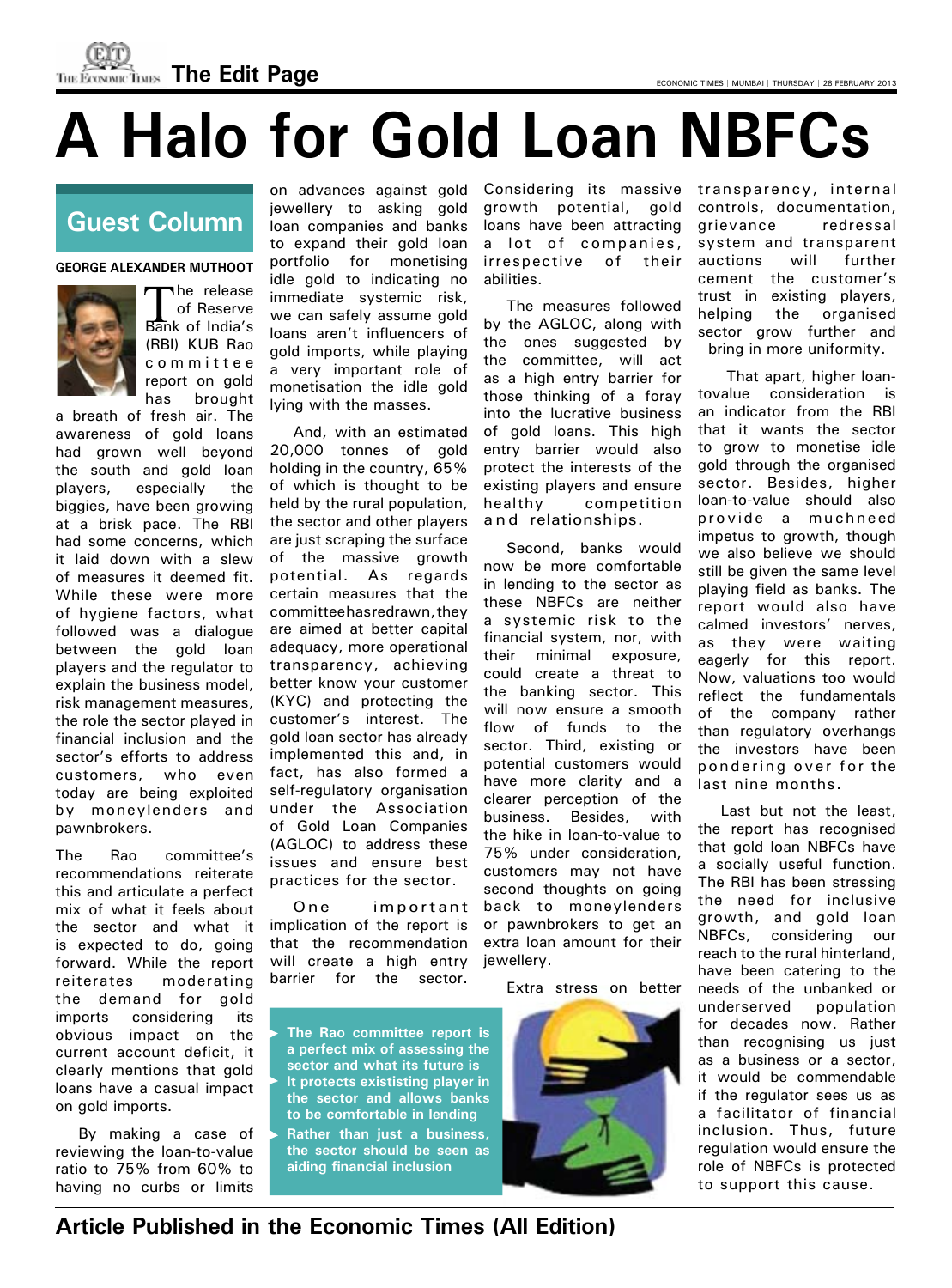# A Halo for Gold Loan NBFCs

## Guest Column

**GEORGE ALEXANDER MUTHOOT**

The release of Reserve Bank of India's (RBI) KUB Rao committee report on gold has brought a breath of fresh air. The awareness of gold loans had grown well beyond the south and gold loan players, especially the biggies, have been growing at a brisk pace. The RBI had some concerns, which it laid down with a slew of measures it deemed fit. While these were more of hygiene factors, what followed was a dialogue between the gold loan players and the regulator to explain the business model, risk management measures, the role the sector played in financial inclusion and the sector's efforts to address customers, who even today are being exploited by moneylenders and pawnbrokers.

The Rao committee's recommendations reiterate this and articulate a perfect mix of what it feels about the sector and what it is expected to do, going forward. While the report reiterates moderating the demand for gold imports considering its obvious impact on the current account deficit, it clearly mentions that gold loans have a casual impact on gold imports.

By making a case of reviewing the loan-to-value ratio to 75% from 60% to having no curbs or limits on advances against gold jewellery to asking gold loan companies and banks to expand their gold loan portfolio for monetising idle gold to indicating no immediate systemic risk, we can safely assume gold loans aren't influencers of gold imports, while playing a very important role of gold monetisation the idle gold lying with the masses.

And, with an estimated 20,000 tonnes of gold holding in the country, 65% of which is thought to be held by the rural population, the sector and other players are just scraping the surface of the massive growth potential. As regards certain measures that the committee has redrawn, they are aimed at better capital adequacy, more operational transparency, achieving better know your customer (KYC) and protecting the customer's interest. The gold loan sector has already implemented this and, in fact, has also formed a self-regulatory organisation under the Association of Gold Loan Companies (AGLOC) to address these issues and ensure best practices for the sector.

One important implication of the report is that the recommendation will create a high entry barrier for the sector. Considering its massive growth potential, gold loans have been attracting a lot of companies, irrespective of their abilities.

> The Rao committee report is a perfect mix of assessing the sector and what its future is. It protects exististing player in the sector and allows banks to be comfortable in lending. Rather than just a business, the sector should be seen as aiding financial inclusion

The measures followed by the AGLOC, along with the ones suggested by the committee, will act as a high entry barrier for those thinking of a foray into the lucrative business of gold loans. This high entry barrier would also protect the interests of the existing players and ensure healthy competition and relationships.

Second, banks would now be more comfortable in lending to the sector as these NBFCs are neither a systemic risk to the financial system, nor, with their minimal exposure, could create a threat to the banking sector. This will now ensure a smooth flow of funds to the sector. Third, existing or potential customers would have more clarity and a clearer perception of the business. Besides, with the hike in loan-to-value to 75% under consideration, customers may not have second thoughts on going back to moneylenders or pawnbrokers to get an extra loan amount for their jewellery.

Extra stress on better transparency, internal controls, documentation, grievance redressal system and transparent auctions will further cement the customer's trust in existing players, helping the organised sector grow further and bring in more uniformity.

That apart, higher loan-tovalue consideration is an indicator from the RBI that it wants the sector to grow to monetise idle gold through the organised sector. Besides, higher loan-to-value should also provide a muchneed impetus to growth, though we also believe we should still be given the same level playing field as banks. The report would also have calmed investors' nerves, as they were waiting eagerly for this report. Now, valuations too would reflect the fundamentals of the company rather than regulatory overhangs the investors have been pondering over for the last nine months.

Last but not the least, the report has recognised that gold loan NBFCs have a socially useful function. The RBI has been stressing the need for inclusive growth, and gold loan NBFCs, considering our reach to the rural hinterland, have been catering to the needs of the unbanked or underserved population for decades now. Rather than recognising us just as a business or a sector, it would be commendable if the regulator sees us as a facilitator of financial inclusion. Thus, future regulation would ensure the role of NBFCs is protected to support this cause.

**Article Published in the Economic Times (All Edition)**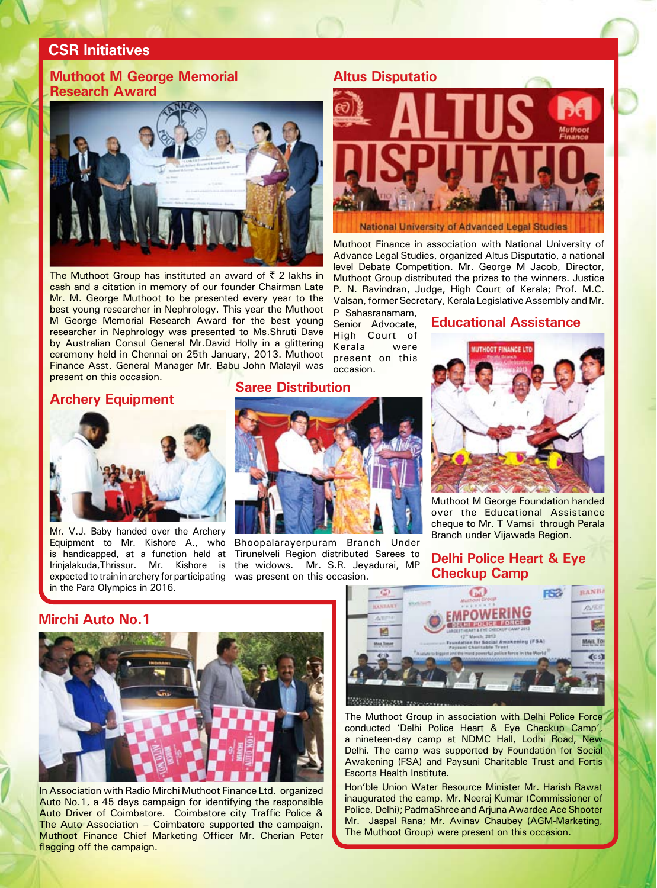## CSR Initiatives

### Muthoot M George Memorial Research Award

The Muthoot Group has instituted an award of ₹ 2 lakhs in cash and a citation in memory of our founder Chairman Late Mr. M. George Muthoot to be presented every year to the best young researcher in Nephrology. This year the Muthoot M George Memorial Research Award for the best young researcher in Nephrology was presented to Ms.Shruti Dave by Australian Consul General Mr.David Holly in a glittering ceremony held in Chennai on 25th January, 2013. Muthoot Finance Asst. General Manager Mr. Babu John Malayil was present on this occasion.

### Altus Disputatio

Muthoot Finance in association with National University of Advance Legal Studies, organized Altus Disputatio, a national level Debate Competition. Mr. George M Jacob, Director, Muthoot Group distributed the prizes to the winners. Justice P. N. Ravindran, Judge, High Court of Kerala; Prof. M.C. Valsan, former Secretary, Kerala Legislative Assembly and Mr. P Sahasranamam, Senior Advocate, High Court of Kerala were present on this occasion.

### Educational Assistance

Muthoot M George Foundation handed over the Educational Assistance cheque to Mr. T Vamsi through Perala Branch under Vijawada Region.

### Archery Equipment

Mr. V.J. Baby handed over the Archery Equipment to Mr. Kishore A., who is handicapped, at a function held at Irinjalakuda,Thrissur. Mr. Kishore is expected to train in archery for participating in the Para Olympics in 2016.

### Saree Distribution

Bhoopalarayerpuram Branch Under Tirunelveli Region distributed Sarees to the widows. Mr. S.R. Jeyadurai, MP was present on this occasion.

### Delhi Police Heart & Eye Checkup Camp

The Muthoot Group in association with Delhi Police Force conducted 'Delhi Police Heart & Eye Checkup Camp', a nineteen-day camp at NDMC Hall, Lodhi Road, New Delhi. The camp was supported by Foundation for Social Awakening (FSA) and Paysuni Charitable Trust and Fortis Escorts Health Institute.

Hon'ble Union Water Resource Minister Mr. Harish Rawat inaugurated the camp. Mr. Neeraj Kumar (Commissioner of Police, Delhi); PadmaShree and Arjuna Awardee Ace Shooter Mr. Jaspal Rana; Mr. Avinav Chaubey (AGM-Marketing, The Muthoot Group) were present on this occasion.

### Mirchi Auto No.1

In Association with Radio Mirchi Muthoot Finance Ltd. organized Auto No.1, a 45 days campaign for identifying the responsible Auto Driver of Coimbatore. Coimbatore city Traffic Police & The Auto Association – Coimbatore supported the campaign. Muthoot Finance Chief Marketing Officer Mr. Cherian Peter flagging off the campaign.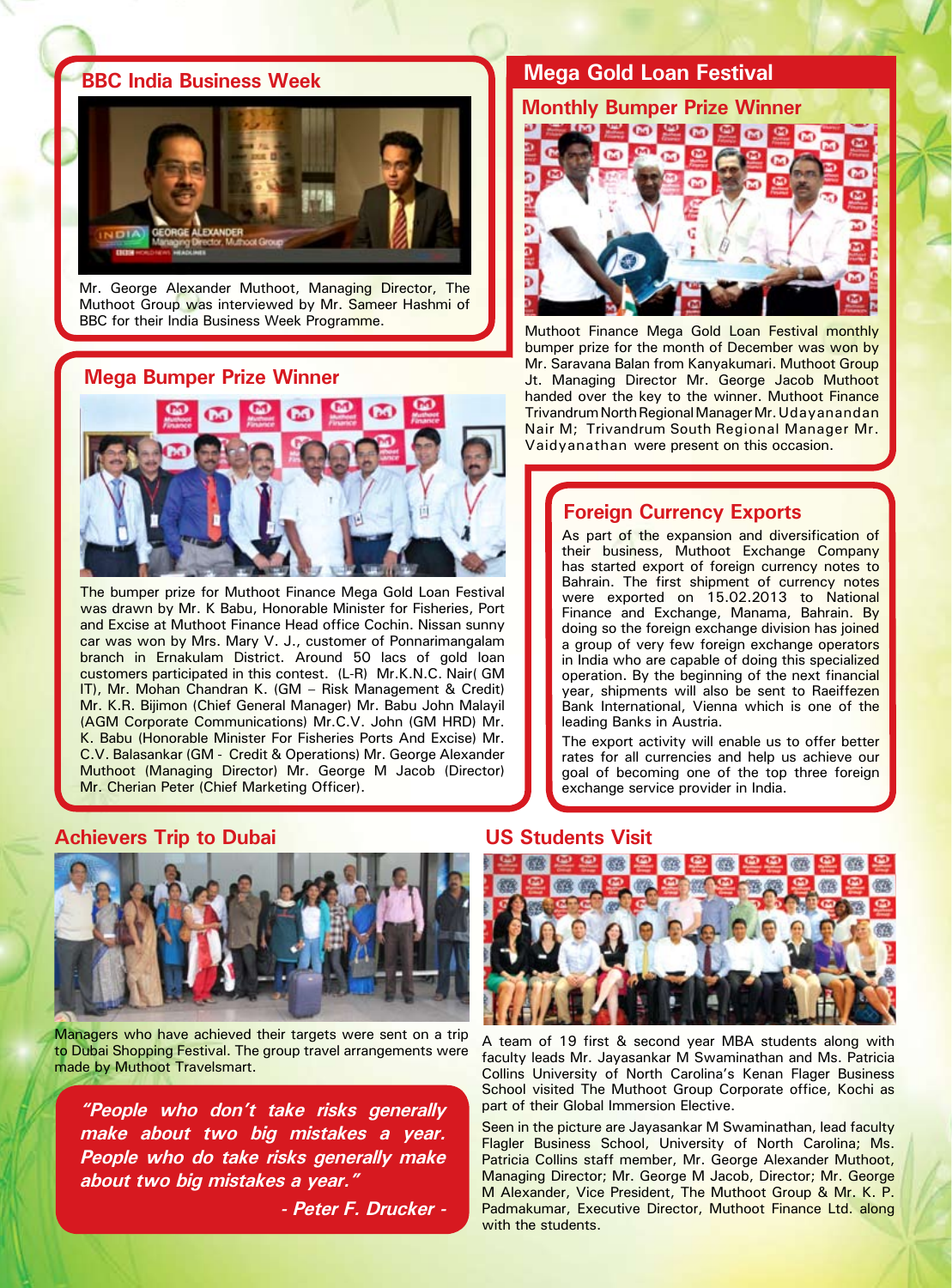## BBC India Business Week

Mr. George Alexander Muthoot, Managing Director, The Muthoot Group was interviewed by Mr. Sameer Hashmi of BBC for their India Business Week Programme.

## Mega Bumper Prize Winner

The bumper prize for Muthoot Finance Mega Gold Loan Festival was drawn by Mr. K Babu, Honorable Minister for Fisheries, Port and Excise at Muthoot Finance Head office Cochin. Nissan sunny car was won by Mrs. Mary V. J., customer of Ponnarimangalam branch in Ernakulam District. Around 50 lacs of gold loan customers participated in this contest. (L-R) Mr.K.N.C. Nair( GM IT), Mr. Mohan Chandran K. (GM – Risk Management & Credit) Mr. K.R. Bijimon (Chief General Manager) Mr. Babu John Malayil (AGM Corporate Communications) Mr.C.V. John (GM HRD) Mr. K. Babu (Honorable Minister For Fisheries Ports And Excise) Mr. C.V. Balasankar (GM - Credit & Operations) Mr. George Alexander Muthoot (Managing Director) Mr. George M Jacob (Director) Mr. Cherian Peter (Chief Marketing Officer).

## Mega Gold Loan Festival

### Monthly Bumper Prize Winner

Muthoot Finance Mega Gold Loan Festival monthly bumper prize for the month of December was won by Mr. Saravana Balan from Kanyakumari. Muthoot Group Jt. Managing Director Mr. George Jacob Muthoot handed over the key to the winner. Muthoot Finance Trivandrum North Regional Manager Mr. Udayanandan Nair M; Trivandrum South Regional Manager Mr. Vaidyanathan were present on this occasion.

## Foreign Currency Exports

As part of the expansion and diversification of their business, Muthoot Exchange Company has started export of foreign currency notes to Bahrain. The first shipment of currency notes were exported on 15.02.2013 to National Finance and Exchange, Manama, Bahrain. By doing so the foreign exchange division has joined a group of very few foreign exchange operators in India who are capable of doing this specialized operation. By the beginning of the next financial year, shipments will also be sent to Raeiffezen Bank International, Vienna which is one of the leading Banks in Austria.

The export activity will enable us to offer better rates for all currencies and help us achieve our goal of becoming one of the top three foreign exchange service provider in India.

## Achievers Trip to Dubai

Managers who have achieved their targets were sent on a trip to Dubai Shopping Festival. The group travel arrangements were made by Muthoot Travelsmart.

***"People who don't take risks generally make about two big mistakes a year. People who do take risks generally make about two big mistakes a year."***

***- Peter F. Drucker -***

## US Students Visit

A team of 19 first & second year MBA students along with faculty leads Mr. Jayasankar M Swaminathan and Ms. Patricia Collins University of North Carolina's Kenan Flager Business School visited The Muthoot Group Corporate office, Kochi as part of their Global Immersion Elective.

Seen in the picture are Jayasankar M Swaminathan, lead faculty Flagler Business School, University of North Carolina; Ms. Patricia Collins staff member, Mr. George Alexander Muthoot, Managing Director; Mr. George M Jacob, Director; Mr. George M Alexander, Vice President, The Muthoot Group & Mr. K. P. Padmakumar, Executive Director, Muthoot Finance Ltd. along with the students.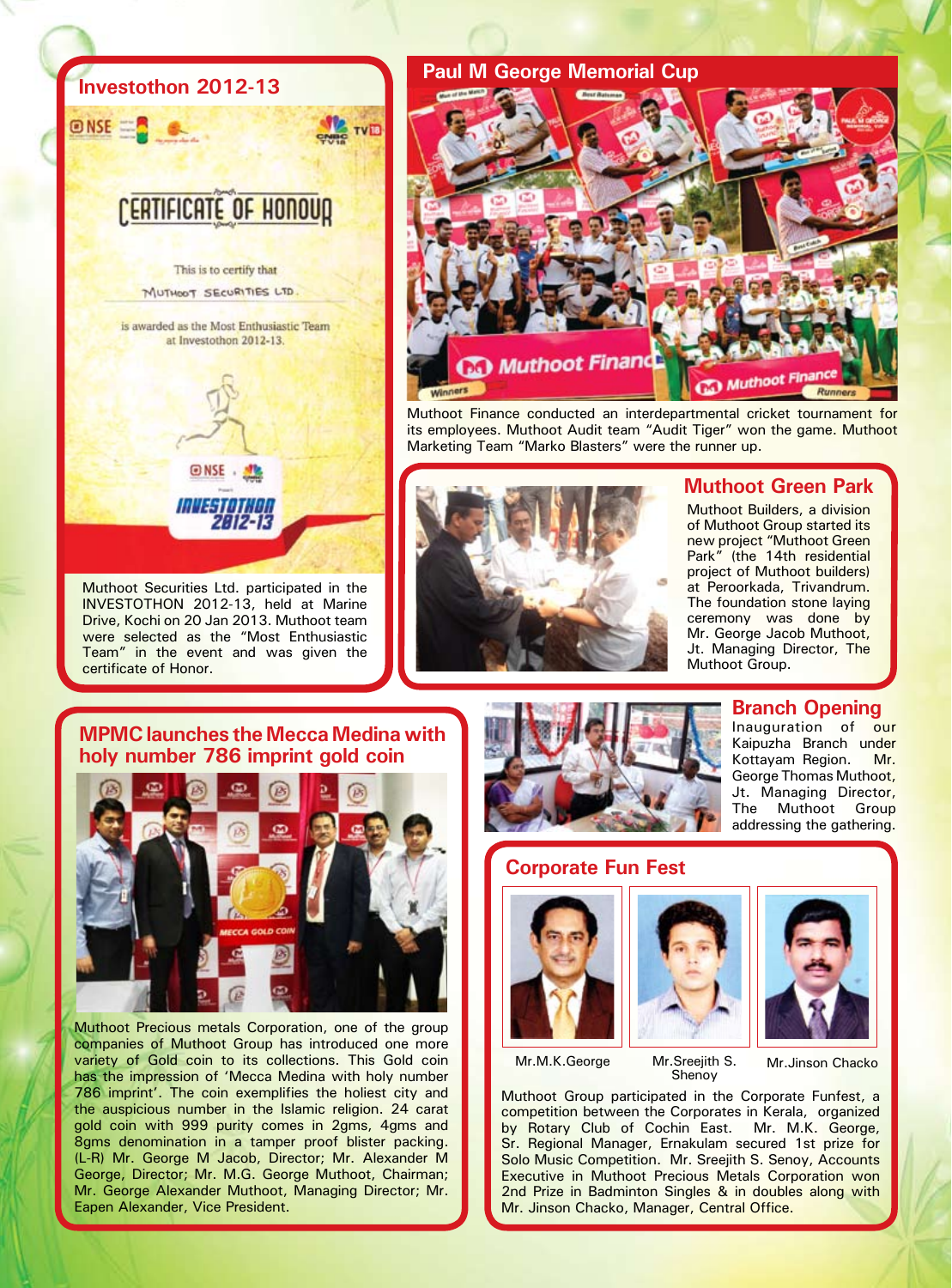## Investothon 2012-13

CERTIFICATE OF HONOUR

This is to certify that

MUTHOOT SECURITIES LTD.

is awarded as the Most Enthusiastic Team at Investothon 2012-13.

NSE · CNBC TV18

INVESTOTHON 2012-13

Muthoot Securities Ltd. participated in the INVESTOTHON 2012-13, held at Marine Drive, Kochi on 20 Jan 2013. Muthoot team were selected as the "Most Enthusiastic Team" in the event and was given the certificate of Honor.

## Paul M George Memorial Cup

Muthoot Finance conducted an interdepartmental cricket tournament for its employees. Muthoot Audit team "Audit Tiger" won the game. Muthoot Marketing Team "Marko Blasters" were the runner up.

## Muthoot Green Park

Muthoot Builders, a division of Muthoot Group started its new project "Muthoot Green Park" (the 14th residential project of Muthoot builders) at Peroorkada, Trivandrum. The foundation stone laying ceremony was done by Mr. George Jacob Muthoot, Jt. Managing Director, The Muthoot Group.

## MPMC launches the Mecca Medina with holy number 786 imprint gold coin

Muthoot Precious metals Corporation, one of the group companies of Muthoot Group has introduced one more variety of Gold coin to its collections. This Gold coin has the impression of 'Mecca Medina with holy number 786 imprint'. The coin exemplifies the holiest city and the auspicious number in the Islamic religion. 24 carat gold coin with 999 purity comes in 2gms, 4gms and 8gms denomination in a tamper proof blister packing. (L-R) Mr. George M Jacob, Director; Mr. Alexander M George, Director; Mr. M.G. George Muthoot, Chairman; Mr. George Alexander Muthoot, Managing Director; Mr. Eapen Alexander, Vice President.

## Branch Opening

Inauguration of our Kaipuzha Branch under Kottayam Region. Mr. George Thomas Muthoot, Jt. Managing Director, The Muthoot Group addressing the gathering.

## Corporate Fun Fest

Mr.M.K.George

Mr.Sreejith S. Shenoy

Mr.Jinson Chacko

Muthoot Group participated in the Corporate Funfest, a competition between the Corporates in Kerala, organized by Rotary Club of Cochin East. Mr. M.K. George, Sr. Regional Manager, Ernakulam secured 1st prize for Solo Music Competition. Mr. Sreejith S. Senoy, Accounts Executive in Muthoot Precious Metals Corporation won 2nd Prize in Badminton Singles & in doubles along with Mr. Jinson Chacko, Manager, Central Office.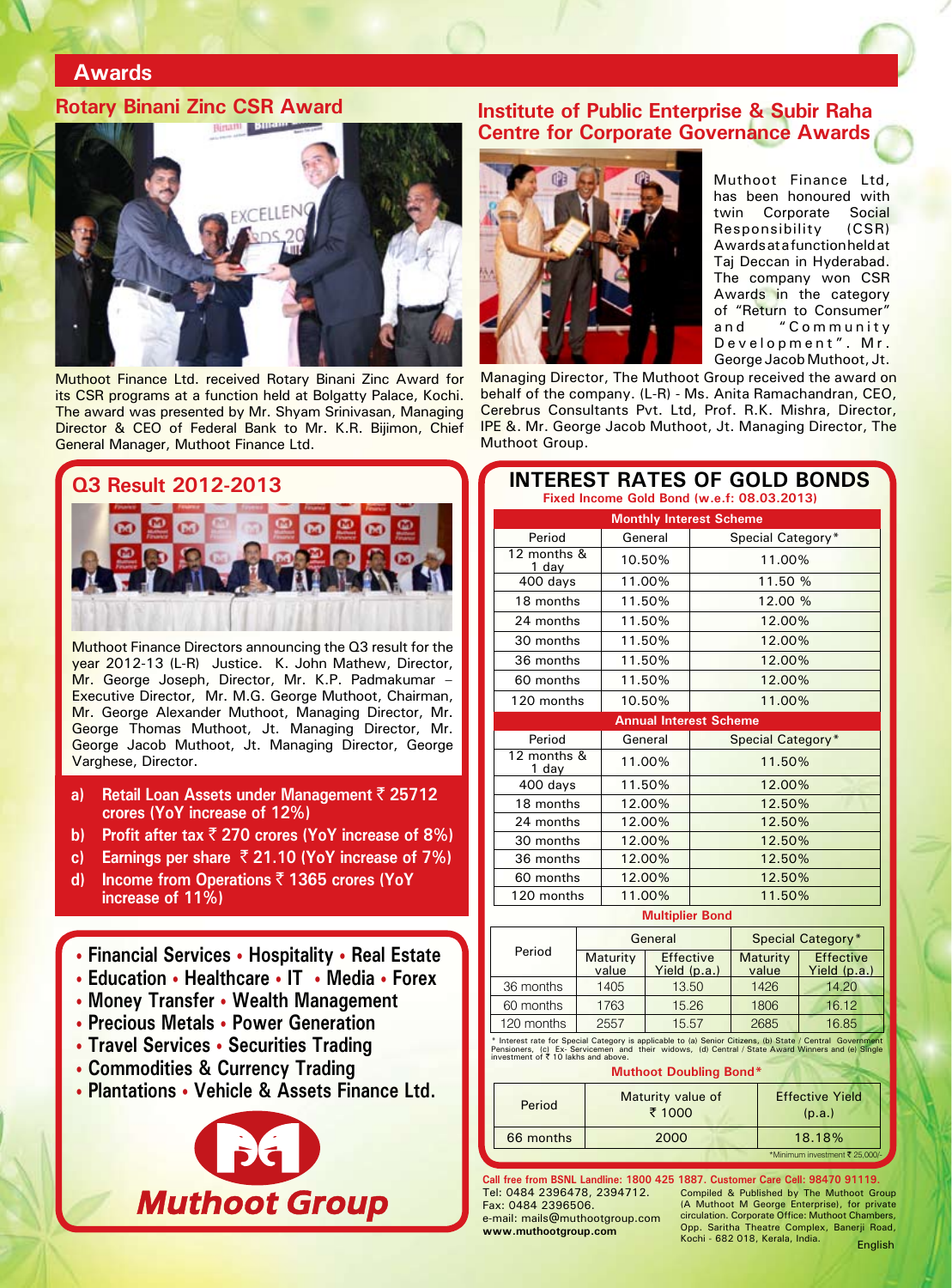## Awards

### Rotary Binani Zinc CSR Award

Muthoot Finance Ltd. received Rotary Binani Zinc Award for its CSR programs at a function held at Bolgatty Palace, Kochi. The award was presented by Mr. Shyam Srinivasan, Managing Director & CEO of Federal Bank to Mr. K.R. Bijimon, Chief General Manager, Muthoot Finance Ltd.

### Institute of Public Enterprise & Subir Raha Centre for Corporate Governance Awards

Muthoot Finance Ltd, has been honoured with twin Corporate Social Responsibility (CSR) Awards at a function held at Taj Deccan in Hyderabad. The company won CSR Awards in the category of "Return to Consumer" and "Community Development". Mr. George Jacob Muthoot, Jt. Managing Director, The Muthoot Group received the award on behalf of the company. (L-R) - Ms. Anita Ramachandran, CEO, Cerebrus Consultants Pvt. Ltd, Prof. R.K. Mishra, Director, IPE &. Mr. George Jacob Muthoot, Jt. Managing Director, The Muthoot Group.

## Q3 Result 2012-2013

Muthoot Finance Directors announcing the Q3 result for the year 2012-13 (L-R) Justice. K. John Mathew, Director, Mr. George Joseph, Director, Mr. K.P. Padmakumar – Executive Director, Mr. M.G. George Muthoot, Chairman, Mr. George Alexander Muthoot, Managing Director, Mr. George Thomas Muthoot, Jt. Managing Director, Mr. George Jacob Muthoot, Jt. Managing Director, George Varghese, Director.

- **a) Retail Loan Assets under Management ₹ 25712 crores (YoY increase of 12%)**
- **b) Profit after tax ₹ 270 crores (YoY increase of 8%)**
- **c) Earnings per share ₹ 21.10 (YoY increase of 7%)**
- **d) Income from Operations ₹ 1365 crores (YoY increase of 11%)**

- **Financial Services • Hospitality • Real Estate**
- **Education • Healthcare • IT • Media • Forex**
- **Money Transfer • Wealth Management**
- **Precious Metals • Power Generation**
- **Travel Services • Securities Trading**
- **Commodities & Currency Trading**
- **Plantations • Vehicle & Assets Finance Ltd.**

**Muthoot Group**

## INTEREST RATES OF GOLD BONDS

**Fixed Income Gold Bond (w.e.f: 08.03.2013)**

**Monthly Interest Scheme**

| Period | General | Special Category* |
|---|---|---|
| 12 months & 1 day | 10.50% | 11.00% |
| 400 days | 11.00% | 11.50 % |
| 18 months | 11.50% | 12.00 % |
| 24 months | 11.50% | 12.00% |
| 30 months | 11.50% | 12.00% |
| 36 months | 11.50% | 12.00% |
| 60 months | 11.50% | 12.00% |
| 120 months | 10.50% | 11.00% |

**Annual Interest Scheme**

| Period | General | Special Category* |
|---|---|---|
| 12 months & 1 day | 11.00% | 11.50% |
| 400 days | 11.50% | 12.00% |
| 18 months | 12.00% | 12.50% |
| 24 months | 12.00% | 12.50% |
| 30 months | 12.00% | 12.50% |
| 36 months | 12.00% | 12.50% |
| 60 months | 12.00% | 12.50% |
| 120 months | 11.00% | 11.50% |

**Multiplier Bond**

| Period | General | | Special Category* | |
|---|---|---|---|---|
| | Maturity value | Effective Yield (p.a.) | Maturity value | Effective Yield (p.a.) |
| 36 months | 1405 | 13.50 | 1426 | 14.20 |
| 60 months | 1763 | 15.26 | 1806 | 16.12 |
| 120 months | 2557 | 15.57 | 2685 | 16.85 |

* Interest rate for Special Category is applicable to (a) Senior Citizens, (b) State / Central Government Pensioners, (c) Ex- Servicemen and their widows, (d) Central / State Award Winners and (e) Single investment of ₹ 10 lakhs and above.

**Muthoot Doubling Bond***

| Period | Maturity value of ₹ 1000 | Effective Yield (p.a.) |
|---|---|---|
| 66 months | 2000 | 18.18% |

*Minimum investment ₹ 25,000/-

**Call free from BSNL Landline: 1800 425 1887. Customer Care Cell: 98470 91119.**

Tel: 0484 2396478, 2394712.
Fax: 0484 2396506.
e-mail: mails@muthootgroup.com
**www.muthootgroup.com**

Compiled & Published by The Muthoot Group (A Muthoot M George Enterprise), for private circulation. Corporate Office: Muthoot Chambers, Opp. Saritha Theatre Complex, Banerji Road, Kochi - 682 018, Kerala, India.

English